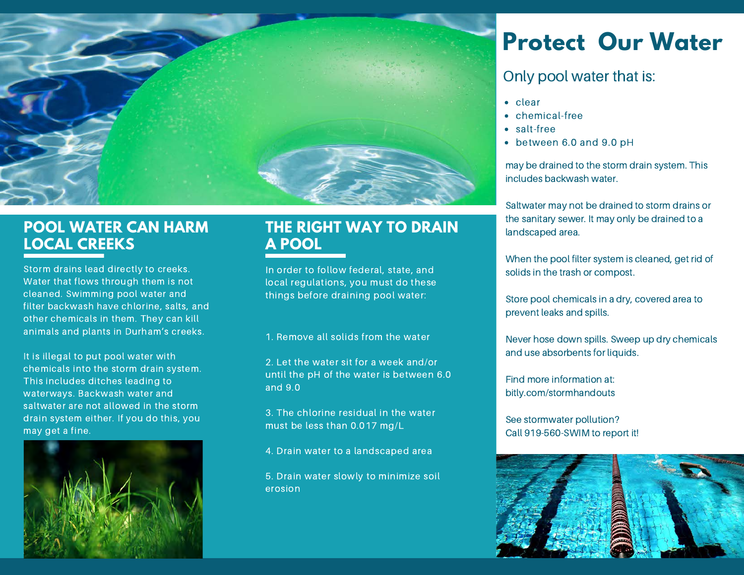## POOL WATER CAN HARM LOCAL CREEKS

Storm drains lead directly to creeks. Water that flows through them is not cleaned. Swimming pool water and filter backwash have chlorine, salts, and other chemicals in them. They can kill animals and plants in Durham's creeks.

It is illegal to put pool water with chemicals into the storm drain system. This includes ditches leading to waterways. Backwash water and saltwater are not allowed in the storm drain system either. If you do this, you may get a fine.

## THE RIGHT WAY TO DRAIN A POOL

In order to follow federal, state, and local regulations, you must do these things before draining pool water:

1. Remove all solids from the water

2. Let the water sit for a week and/or until the pH of the water is between 6.0 and 9.0

3. The chlorine residual in the water must be less than 0.017 mg/L

4. Drain water to a landscaped area

5. Drain water slowly to minimize soil erosion

# Protect Our Water

### Only pool water that is:

- clear
- chemical-free
- salt-free
- between 6.0 and 9.0 pH

may be drained to the storm drain system. This includes backwash water.

Saltwater may not be drained to storm drains or the sanitary sewer. It may only be drained to a landscaped area.

When the pool filter system is cleaned, get rid of solids in the trash or compost.

Store pool chemicals in a dry, covered area to prevent leaks and spills.

Never hose down spills. Sweep up dry chemicals and use absorbents for liquids.

Find more information at:
bitly.com/stormhandouts

See stormwater pollution?
Call 919-560-SWIM to report it!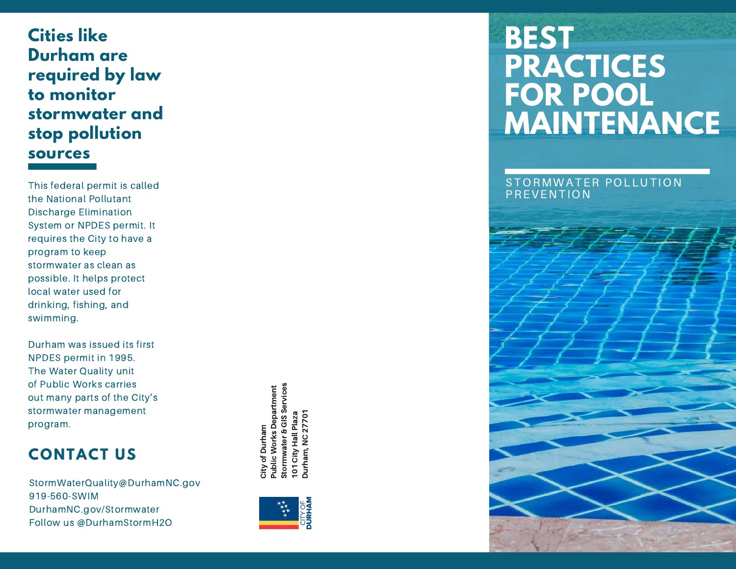## Cities like Durham are required by law to monitor stormwater and stop pollution sources

This federal permit is called the National Pollutant Discharge Elimination System or NPDES permit. It requires the City to have a program to keep stormwater as clean as possible. It helps protect local water used for drinking, fishing, and swimming.

Durham was issued its first NPDES permit in 1995. The Water Quality unit of Public Works carries out many parts of the City's stormwater management program.

## CONTACT US

StormWaterQuality@DurhamNC.gov
919-560-SWIM
DurhamNC.gov/Stormwater
Follow us @DurhamStormH2O

City of Durham
Public Works Department
Stormwater & GIS Services
101 City Hall Plaza
Durham, NC 27701

CITY OF DURHAM

# BEST PRACTICES FOR POOL MAINTENANCE

STORMWATER POLLUTION PREVENTION